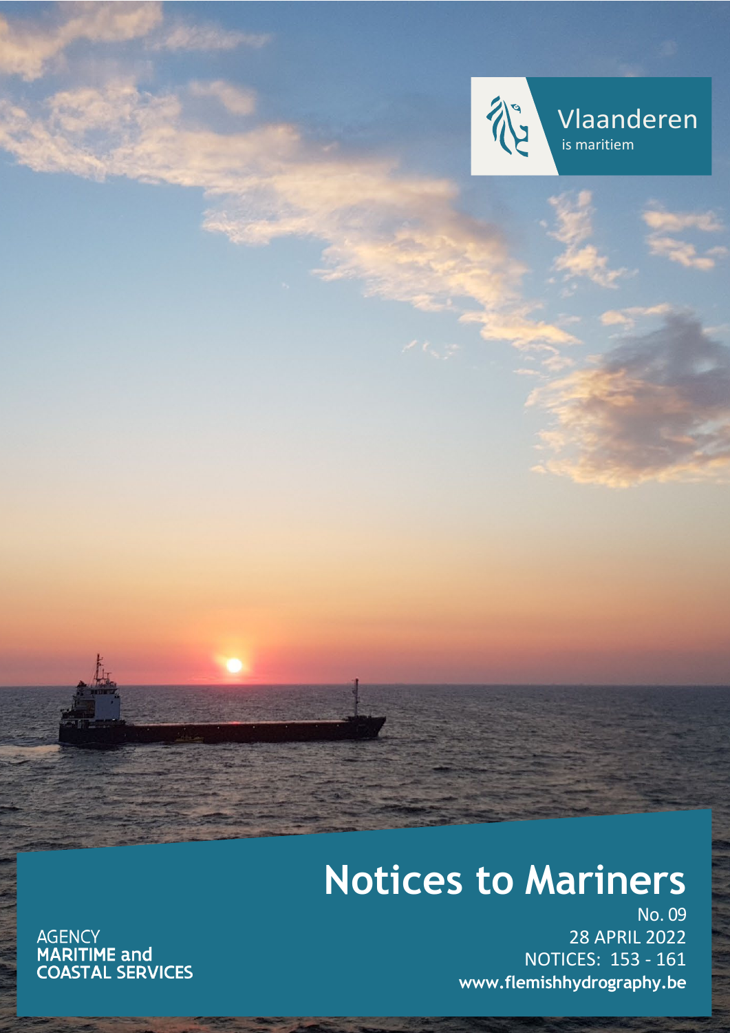Vlaanderen

is maritiem

# Notices to Mariners

No. 09

28 APRIL 2022

NOTICES: 153 - 161

**www.flemishhydrography.be**

AGENCY

**MARITIME and COASTAL SERVICES**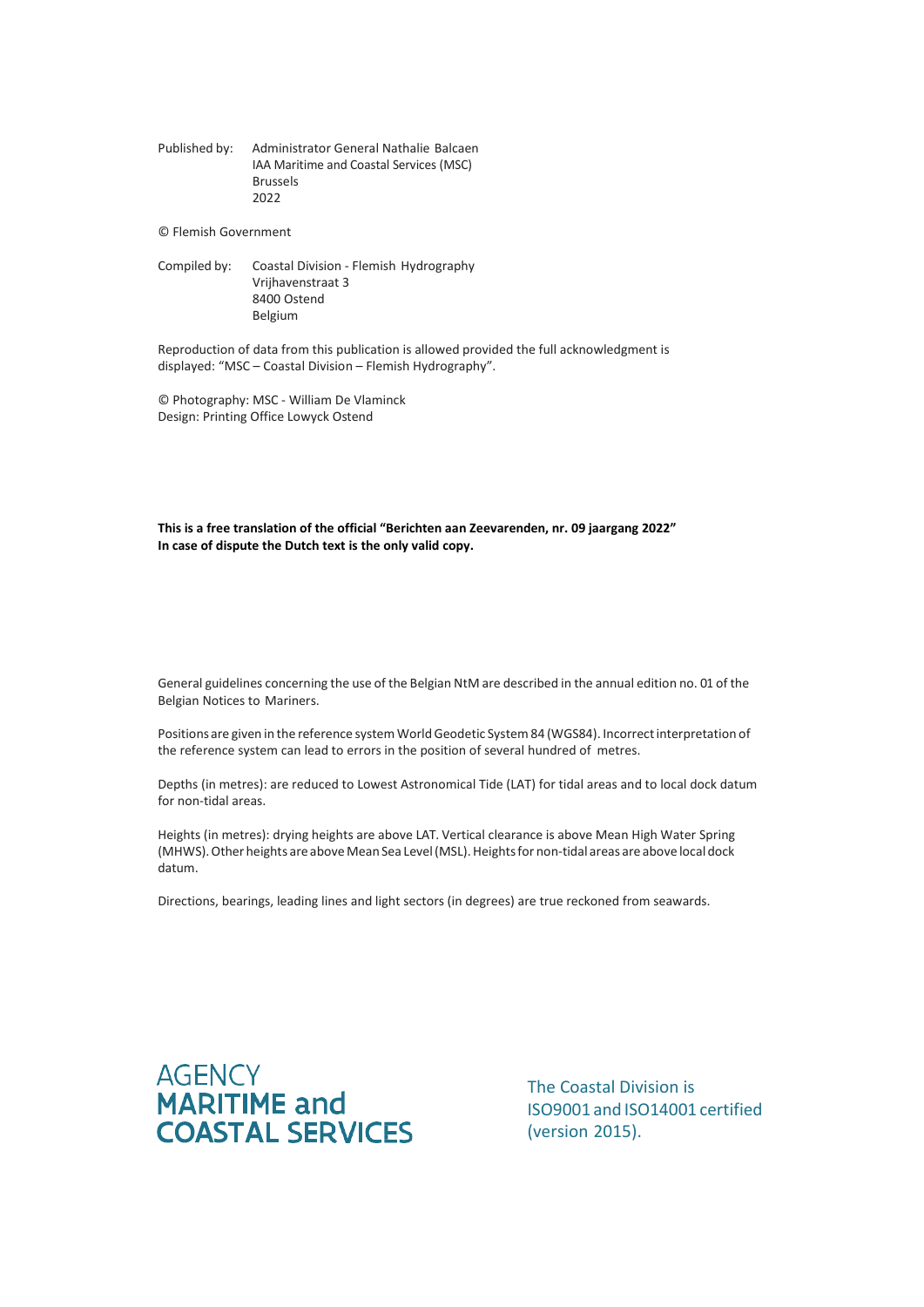Published by: Administrator General Nathalie Balcaen
IAA Maritime and Coastal Services (MSC)
Brussels
2022

© Flemish Government

Compiled by: Coastal Division - Flemish Hydrography
Vrijhavenstraat 3
8400 Ostend
Belgium

Reproduction of data from this publication is allowed provided the full acknowledgment is displayed: "MSC – Coastal Division – Flemish Hydrography".

© Photography: MSC - William De Vlaminck
Design: Printing Office Lowyck Ostend

**This is a free translation of the official "Berichten aan Zeevarenden, nr. 09 jaargang 2022"**
**In case of dispute the Dutch text is the only valid copy.**

General guidelines concerning the use of the Belgian NtM are described in the annual edition no. 01 of the Belgian Notices to Mariners.

Positions are given in the reference system World Geodetic System 84 (WGS84). Incorrect interpretation of the reference system can lead to errors in the position of several hundred of metres.

Depths (in metres): are reduced to Lowest Astronomical Tide (LAT) for tidal areas and to local dock datum for non-tidal areas.

Heights (in metres): drying heights are above LAT. Vertical clearance is above Mean High Water Spring (MHWS). Other heights are above Mean Sea Level (MSL). Heights for non-tidal areas are above local dock datum.

Directions, bearings, leading lines and light sectors (in degrees) are true reckoned from seawards.

AGENCY
MARITIME and
COASTAL SERVICES

The Coastal Division is ISO9001 and ISO14001 certified (version 2015).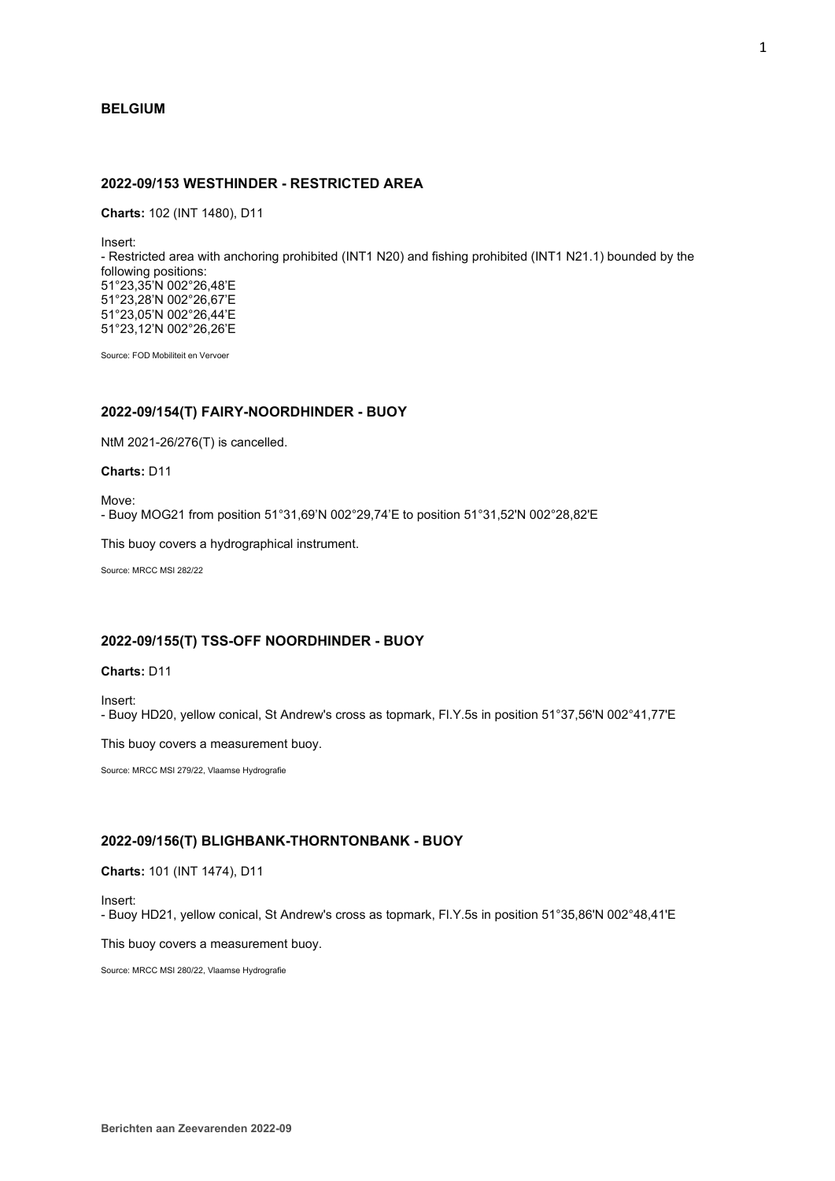# BELGIUM

## 2022-09/153 WESTHINDER - RESTRICTED AREA

**Charts:** 102 (INT 1480), D11

Insert:
- Restricted area with anchoring prohibited (INT1 N20) and fishing prohibited (INT1 N21.1) bounded by the following positions:
51°23,35'N 002°26,48'E
51°23,28'N 002°26,67'E
51°23,05'N 002°26,44'E
51°23,12'N 002°26,26'E

Source: FOD Mobiliteit en Vervoer

## 2022-09/154(T) FAIRY-NOORDHINDER - BUOY

NtM 2021-26/276(T) is cancelled.

**Charts:** D11

Move:
- Buoy MOG21 from position 51°31,69'N 002°29,74'E to position 51°31,52'N 002°28,82'E

This buoy covers a hydrographical instrument.

Source: MRCC MSI 282/22

## 2022-09/155(T) TSS-OFF NOORDHINDER - BUOY

**Charts:** D11

Insert:
- Buoy HD20, yellow conical, St Andrew's cross as topmark, Fl.Y.5s in position 51°37,56'N 002°41,77'E

This buoy covers a measurement buoy.

Source: MRCC MSI 279/22, Vlaamse Hydrografie

## 2022-09/156(T) BLIGHBANK-THORNTONBANK - BUOY

**Charts:** 101 (INT 1474), D11

Insert:
- Buoy HD21, yellow conical, St Andrew's cross as topmark, Fl.Y.5s in position 51°35,86'N 002°48,41'E

This buoy covers a measurement buoy.

Source: MRCC MSI 280/22, Vlaamse Hydrografie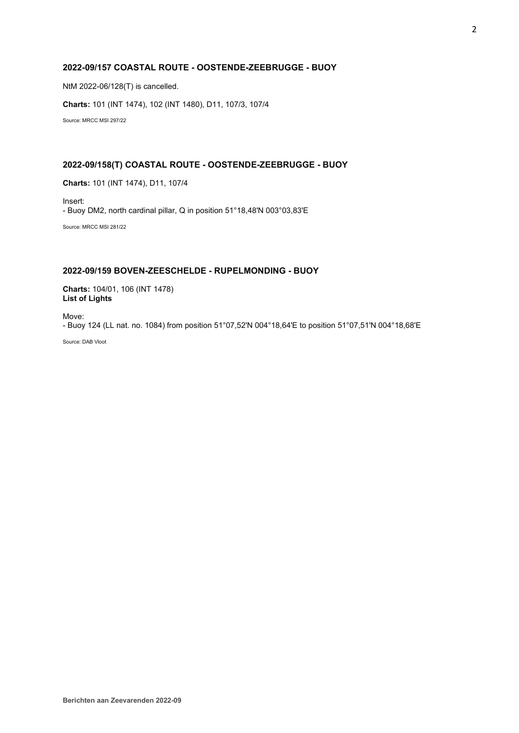### 2022-09/157 COASTAL ROUTE - OOSTENDE-ZEEBRUGGE - BUOY

NtM 2022-06/128(T) is cancelled.

**Charts:** 101 (INT 1474), 102 (INT 1480), D11, 107/3, 107/4

Source: MRCC MSI 297/22

### 2022-09/158(T) COASTAL ROUTE - OOSTENDE-ZEEBRUGGE - BUOY

**Charts:** 101 (INT 1474), D11, 107/4

Insert:
- Buoy DM2, north cardinal pillar, Q in position 51°18,48'N 003°03,83'E

Source: MRCC MSI 281/22

### 2022-09/159 BOVEN-ZEESCHELDE - RUPELMONDING - BUOY

**Charts:** 104/01, 106 (INT 1478)
**List of Lights**

Move:
- Buoy 124 (LL nat. no. 1084) from position 51°07,52'N 004°18,64'E to position 51°07,51'N 004°18,68'E

Source: DAB Vloot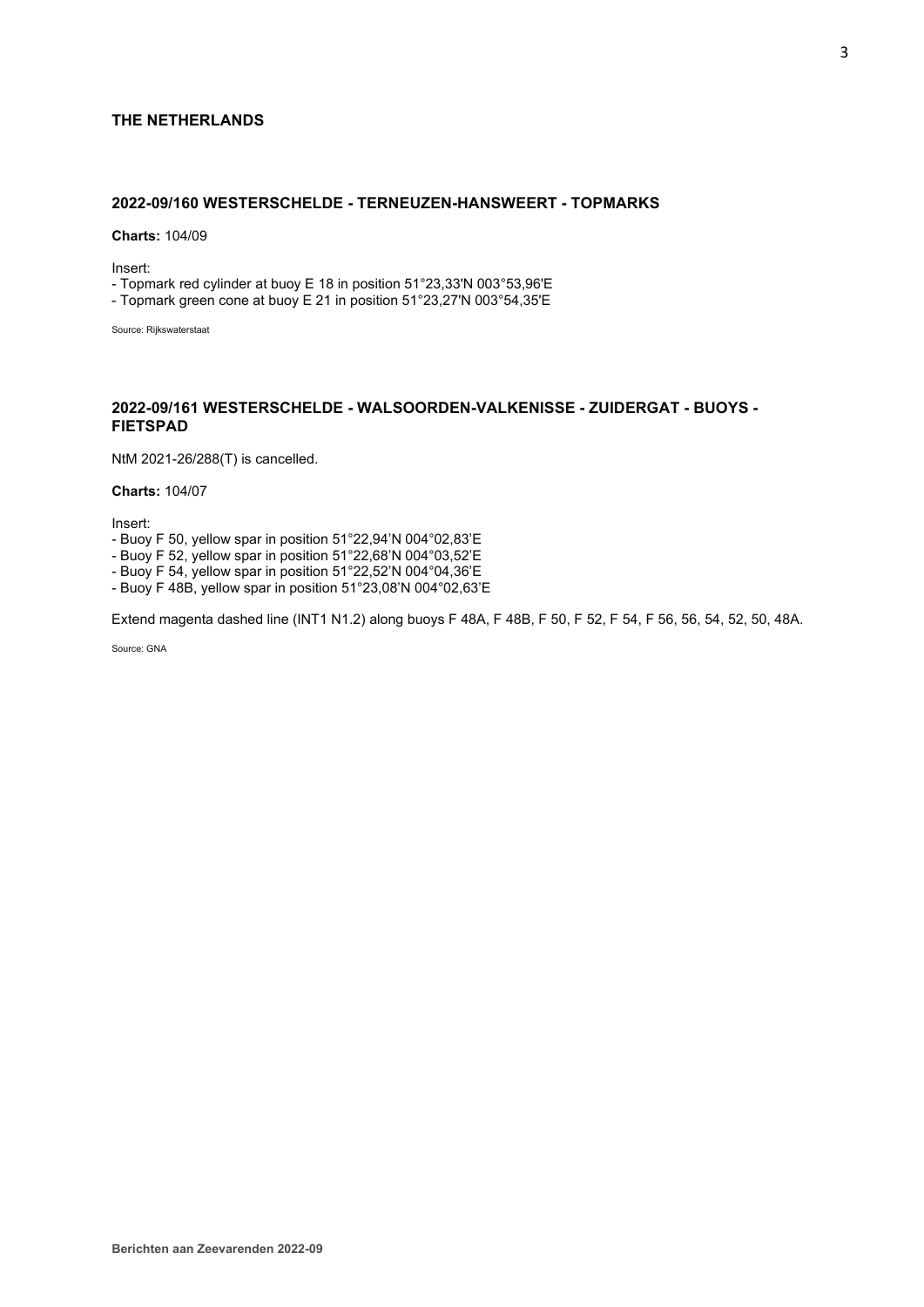## THE NETHERLANDS

### 2022-09/160 WESTERSCHELDE - TERNEUZEN-HANSWEERT - TOPMARKS

**Charts:** 104/09

Insert:

- Topmark red cylinder at buoy E 18 in position 51°23,33'N 003°53,96'E
- Topmark green cone at buoy E 21 in position 51°23,27'N 003°54,35'E

Source: Rijkswaterstaat

### 2022-09/161 WESTERSCHELDE - WALSOORDEN-VALKENISSE - ZUIDERGAT - BUOYS - FIETSPAD

NtM 2021-26/288(T) is cancelled.

**Charts:** 104/07

Insert:

- Buoy F 50, yellow spar in position 51°22,94'N 004°02,83'E
- Buoy F 52, yellow spar in position 51°22,68'N 004°03,52'E
- Buoy F 54, yellow spar in position 51°22,52'N 004°04,36'E
- Buoy F 48B, yellow spar in position 51°23,08'N 004°02,63'E

Extend magenta dashed line (INT1 N1.2) along buoys F 48A, F 48B, F 50, F 52, F 54, F 56, 56, 54, 52, 50, 48A.

Source: GNA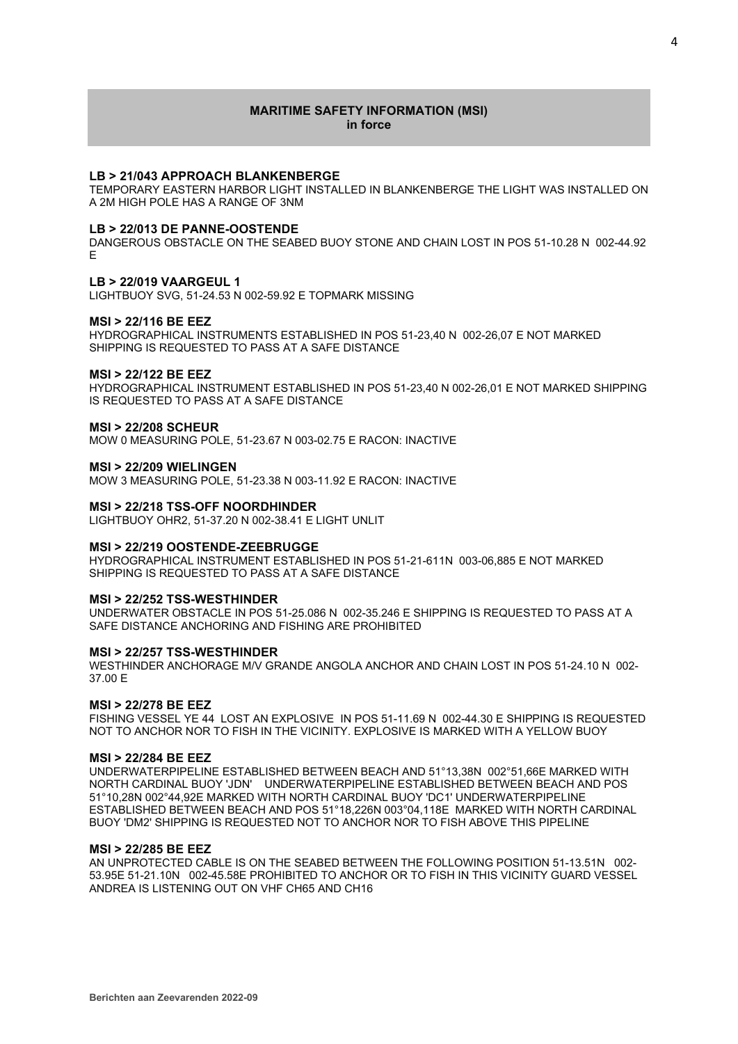## MARITIME SAFETY INFORMATION (MSI)
**in force**

### LB > 21/043 APPROACH BLANKENBERGE

TEMPORARY EASTERN HARBOR LIGHT INSTALLED IN BLANKENBERGE THE LIGHT WAS INSTALLED ON A 2M HIGH POLE HAS A RANGE OF 3NM

### LB > 22/013 DE PANNE-OOSTENDE

DANGEROUS OBSTACLE ON THE SEABED BUOY STONE AND CHAIN LOST IN POS 51-10.28 N 002-44.92 E

### LB > 22/019 VAARGEUL 1

LIGHTBUOY SVG, 51-24.53 N 002-59.92 E TOPMARK MISSING

### MSI > 22/116 BE EEZ

HYDROGRAPHICAL INSTRUMENTS ESTABLISHED IN POS 51-23,40 N 002-26,07 E NOT MARKED SHIPPING IS REQUESTED TO PASS AT A SAFE DISTANCE

### MSI > 22/122 BE EEZ

HYDROGRAPHICAL INSTRUMENT ESTABLISHED IN POS 51-23,40 N 002-26,01 E NOT MARKED SHIPPING IS REQUESTED TO PASS AT A SAFE DISTANCE

### MSI > 22/208 SCHEUR

MOW 0 MEASURING POLE, 51-23.67 N 003-02.75 E RACON: INACTIVE

### MSI > 22/209 WIELINGEN

MOW 3 MEASURING POLE, 51-23.38 N 003-11.92 E RACON: INACTIVE

### MSI > 22/218 TSS-OFF NOORDHINDER

LIGHTBUOY OHR2, 51-37.20 N 002-38.41 E LIGHT UNLIT

### MSI > 22/219 OOSTENDE-ZEEBRUGGE

HYDROGRAPHICAL INSTRUMENT ESTABLISHED IN POS 51-21-611N 003-06,885 E NOT MARKED SHIPPING IS REQUESTED TO PASS AT A SAFE DISTANCE

### MSI > 22/252 TSS-WESTHINDER

UNDERWATER OBSTACLE IN POS 51-25.086 N 002-35.246 E SHIPPING IS REQUESTED TO PASS AT A SAFE DISTANCE ANCHORING AND FISHING ARE PROHIBITED

### MSI > 22/257 TSS-WESTHINDER

WESTHINDER ANCHORAGE M/V GRANDE ANGOLA ANCHOR AND CHAIN LOST IN POS 51-24.10 N 002-37.00 E

### MSI > 22/278 BE EEZ

FISHING VESSEL YE 44 LOST AN EXPLOSIVE IN POS 51-11.69 N 002-44.30 E SHIPPING IS REQUESTED NOT TO ANCHOR NOR TO FISH IN THE VICINITY. EXPLOSIVE IS MARKED WITH A YELLOW BUOY

### MSI > 22/284 BE EEZ

UNDERWATERPIPELINE ESTABLISHED BETWEEN BEACH AND 51°13,38N 002°51,66E MARKED WITH NORTH CARDINAL BUOY 'JDN' UNDERWATERPIPELINE ESTABLISHED BETWEEN BEACH AND POS 51°10,28N 002°44,92E MARKED WITH NORTH CARDINAL BUOY 'DC1' UNDERWATERPIPELINE ESTABLISHED BETWEEN BEACH AND POS 51°18,226N 003°04,118E MARKED WITH NORTH CARDINAL BUOY 'DM2' SHIPPING IS REQUESTED NOT TO ANCHOR NOR TO FISH ABOVE THIS PIPELINE

### MSI > 22/285 BE EEZ

AN UNPROTECTED CABLE IS ON THE SEABED BETWEEN THE FOLLOWING POSITION 51-13.51N 002-53.95E 51-21.10N 002-45.58E PROHIBITED TO ANCHOR OR TO FISH IN THIS VICINITY GUARD VESSEL ANDREA IS LISTENING OUT ON VHF CH65 AND CH16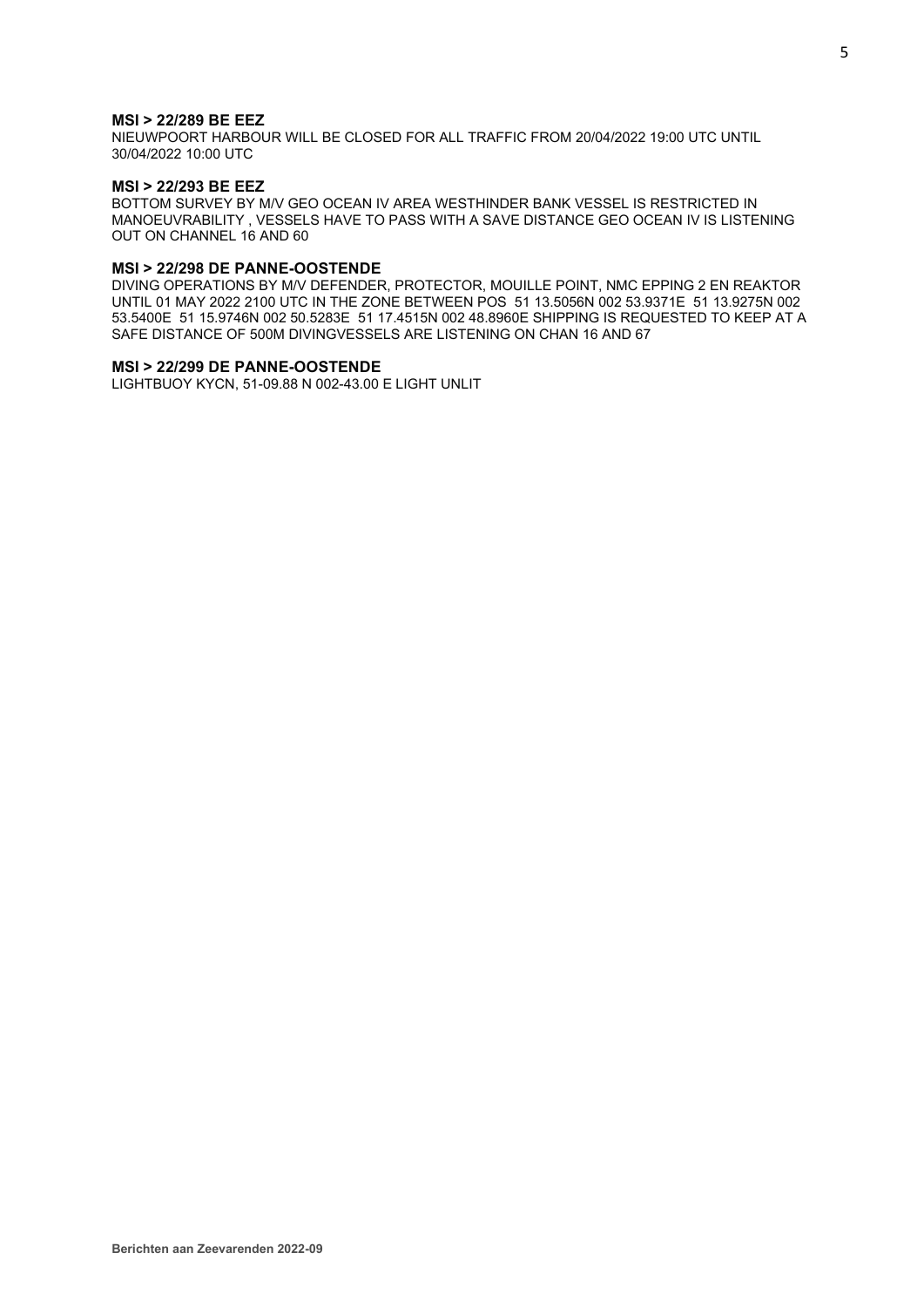**MSI > 22/289 BE EEZ**

NIEUWPOORT HARBOUR WILL BE CLOSED FOR ALL TRAFFIC FROM 20/04/2022 19:00 UTC UNTIL 30/04/2022 10:00 UTC

**MSI > 22/293 BE EEZ**

BOTTOM SURVEY BY M/V GEO OCEAN IV AREA WESTHINDER BANK VESSEL IS RESTRICTED IN MANOEUVRABILITY , VESSELS HAVE TO PASS WITH A SAVE DISTANCE GEO OCEAN IV IS LISTENING OUT ON CHANNEL 16 AND 60

**MSI > 22/298 DE PANNE-OOSTENDE**

DIVING OPERATIONS BY M/V DEFENDER, PROTECTOR, MOUILLE POINT, NMC EPPING 2 EN REAKTOR UNTIL 01 MAY 2022 2100 UTC IN THE ZONE BETWEEN POS 51 13.5056N 002 53.9371E 51 13.9275N 002 53.5400E 51 15.9746N 002 50.5283E 51 17.4515N 002 48.8960E SHIPPING IS REQUESTED TO KEEP AT A SAFE DISTANCE OF 500M DIVINGVESSELS ARE LISTENING ON CHAN 16 AND 67

**MSI > 22/299 DE PANNE-OOSTENDE**

LIGHTBUOY KYCN, 51-09.88 N 002-43.00 E LIGHT UNLIT